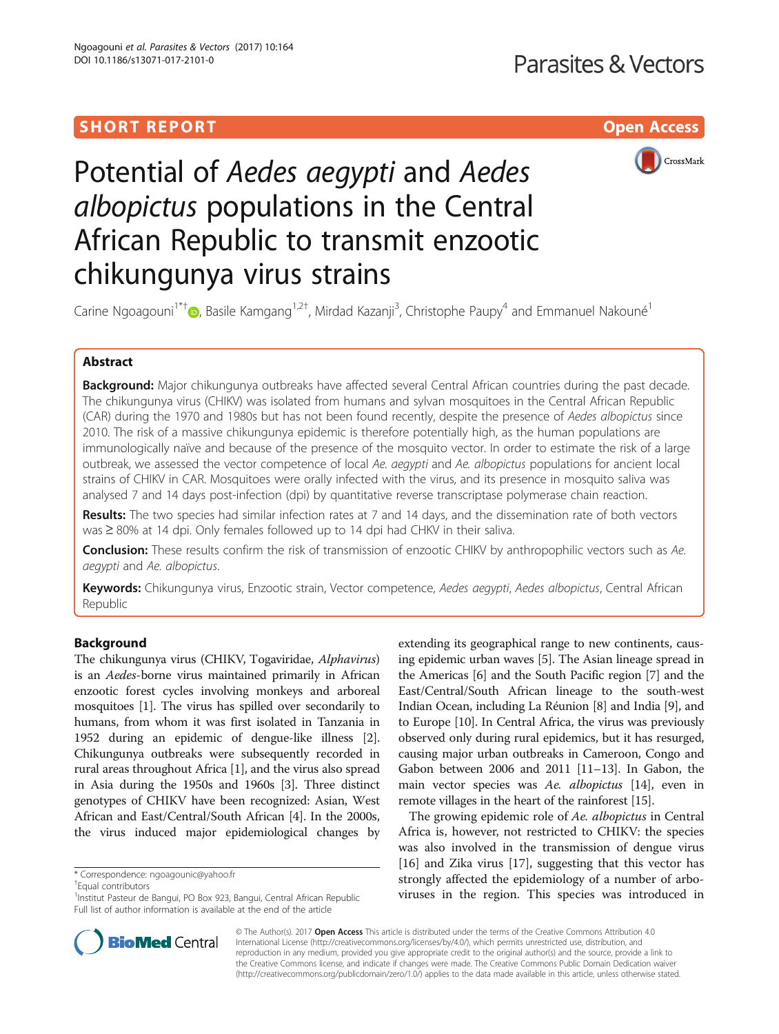SHORT REPORT

Open Access

# Potential of *Aedes aegypti* and *Aedes albopictus* populations in the Central African Republic to transmit enzootic chikungunya virus strains

Carine Ngoagouni[1*†], Basile Kamgang[1,2†], Mirdad Kazanji[3], Christophe Paupy[4] and Emmanuel Nakouné[1]

## Abstract

**Background:** Major chikungunya outbreaks have affected several Central African countries during the past decade. The chikungunya virus (CHIKV) was isolated from humans and sylvan mosquitoes in the Central African Republic (CAR) during the 1970 and 1980s but has not been found recently, despite the presence of *Aedes albopictus* since 2010. The risk of a massive chikungunya epidemic is therefore potentially high, as the human populations are immunologically naïve and because of the presence of the mosquito vector. In order to estimate the risk of a large outbreak, we assessed the vector competence of local *Ae. aegypti* and *Ae. albopictus* populations for ancient local strains of CHIKV in CAR. Mosquitoes were orally infected with the virus, and its presence in mosquito saliva was analysed 7 and 14 days post-infection (dpi) by quantitative reverse transcriptase polymerase chain reaction.

**Results:** The two species had similar infection rates at 7 and 14 days, and the dissemination rate of both vectors was ≥ 80% at 14 dpi. Only females followed up to 14 dpi had CHKV in their saliva.

**Conclusion:** These results confirm the risk of transmission of enzootic CHIKV by anthropophilic vectors such as *Ae. aegypti* and *Ae. albopictus*.

**Keywords:** Chikungunya virus, Enzootic strain, Vector competence, *Aedes aegypti*, *Aedes albopictus*, Central African Republic

## Background

The chikungunya virus (CHIKV, Togaviridae, *Alphavirus*) is an *Aedes*-borne virus maintained primarily in African enzootic forest cycles involving monkeys and arboreal mosquitoes [1]. The virus has spilled over secondarily to humans, from whom it was first isolated in Tanzania in 1952 during an epidemic of dengue-like illness [2]. Chikungunya outbreaks were subsequently recorded in rural areas throughout Africa [1], and the virus also spread in Asia during the 1950s and 1960s [3]. Three distinct genotypes of CHIKV have been recognized: Asian, West African and East/Central/South African [4]. In the 2000s, the virus induced major epidemiological changes by extending its geographical range to new continents, causing epidemic urban waves [5]. The Asian lineage spread in the Americas [6] and the South Pacific region [7] and the East/Central/South African lineage to the south-west Indian Ocean, including La Réunion [8] and India [9], and to Europe [10]. In Central Africa, the virus was previously observed only during rural epidemics, but it has resurged, causing major urban outbreaks in Cameroon, Congo and Gabon between 2006 and 2011 [11–13]. In Gabon, the main vector species was *Ae. albopictus* [14], even in remote villages in the heart of the rainforest [15].

The growing epidemic role of *Ae. albopictus* in Central Africa is, however, not restricted to CHIKV: the species was also involved in the transmission of dengue virus [16] and Zika virus [17], suggesting that this vector has strongly affected the epidemiology of a number of arboviruses in the region. This species was introduced in

* Correspondence: ngoagounic@yahoo.fr
†Equal contributors
[1]Institut Pasteur de Bangui, PO Box 923, Bangui, Central African Republic
Full list of author information is available at the end of the article

© The Author(s). 2017 **Open Access** This article is distributed under the terms of the Creative Commons Attribution 4.0 International License (http://creativecommons.org/licenses/by/4.0/), which permits unrestricted use, distribution, and reproduction in any medium, provided you give appropriate credit to the original author(s) and the source, provide a link to the Creative Commons license, and indicate if changes were made. The Creative Commons Public Domain Dedication waiver (http://creativecommons.org/publicdomain/zero/1.0/) applies to the data made available in this article, unless otherwise stated.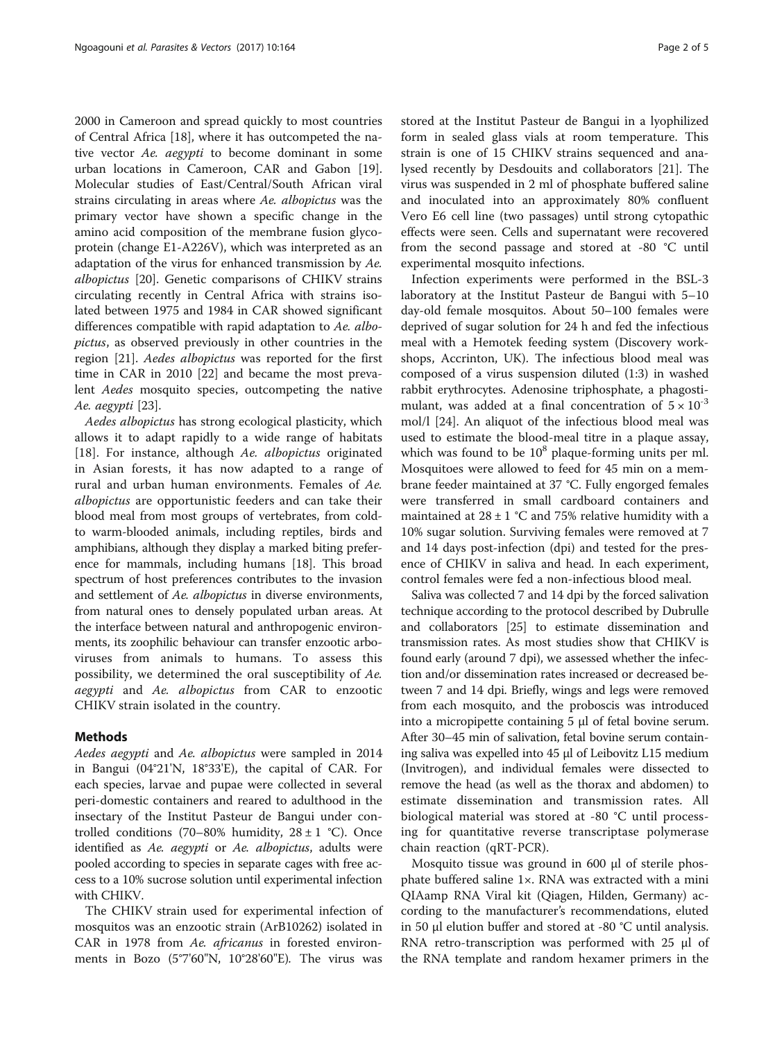2000 in Cameroon and spread quickly to most countries of Central Africa [18], where it has outcompeted the native vector *Ae. aegypti* to become dominant in some urban locations in Cameroon, CAR and Gabon [19]. Molecular studies of East/Central/South African viral strains circulating in areas where *Ae. albopictus* was the primary vector have shown a specific change in the amino acid composition of the membrane fusion glycoprotein (change E1-A226V), which was interpreted as an adaptation of the virus for enhanced transmission by *Ae. albopictus* [20]. Genetic comparisons of CHIKV strains circulating recently in Central Africa with strains isolated between 1975 and 1984 in CAR showed significant differences compatible with rapid adaptation to *Ae. albopictus*, as observed previously in other countries in the region [21]. *Aedes albopictus* was reported for the first time in CAR in 2010 [22] and became the most prevalent *Aedes* mosquito species, outcompeting the native *Ae. aegypti* [23].

*Aedes albopictus* has strong ecological plasticity, which allows it to adapt rapidly to a wide range of habitats [18]. For instance, although *Ae. albopictus* originated in Asian forests, it has now adapted to a range of rural and urban human environments. Females of *Ae. albopictus* are opportunistic feeders and can take their blood meal from most groups of vertebrates, from cold- to warm-blooded animals, including reptiles, birds and amphibians, although they display a marked biting preference for mammals, including humans [18]. This broad spectrum of host preferences contributes to the invasion and settlement of *Ae. albopictus* in diverse environments, from natural ones to densely populated urban areas. At the interface between natural and anthropogenic environments, its zoophilic behaviour can transfer enzootic arboviruses from animals to humans. To assess this possibility, we determined the oral susceptibility of *Ae. aegypti* and *Ae. albopictus* from CAR to enzootic CHIKV strain isolated in the country.

## Methods

*Aedes aegypti* and *Ae. albopictus* were sampled in 2014 in Bangui (04°21'N, 18°33'E), the capital of CAR. For each species, larvae and pupae were collected in several peri-domestic containers and reared to adulthood in the insectary of the Institut Pasteur de Bangui under controlled conditions (70–80% humidity, 28 ± 1 °C). Once identified as *Ae. aegypti* or *Ae. albopictus*, adults were pooled according to species in separate cages with free access to a 10% sucrose solution until experimental infection with CHIKV.

The CHIKV strain used for experimental infection of mosquitos was an enzootic strain (ArB10262) isolated in CAR in 1978 from *Ae. africanus* in forested environments in Bozo (5°7'60"N, 10°28'60"E). The virus was stored at the Institut Pasteur de Bangui in a lyophilized form in sealed glass vials at room temperature. This strain is one of 15 CHIKV strains sequenced and analysed recently by Desdouits and collaborators [21]. The virus was suspended in 2 ml of phosphate buffered saline and inoculated into an approximately 80% confluent Vero E6 cell line (two passages) until strong cytopathic effects were seen. Cells and supernatant were recovered from the second passage and stored at -80 °C until experimental mosquito infections.

Infection experiments were performed in the BSL-3 laboratory at the Institut Pasteur de Bangui with 5–10 day-old female mosquitos. About 50–100 females were deprived of sugar solution for 24 h and fed the infectious meal with a Hemotek feeding system (Discovery workshops, Accrinton, UK). The infectious blood meal was composed of a virus suspension diluted (1:3) in washed rabbit erythrocytes. Adenosine triphosphate, a phagostimulant, was added at a final concentration of $5 \times 10^{-3}$ mol/l [24]. An aliquot of the infectious blood meal was used to estimate the blood-meal titre in a plaque assay, which was found to be $10^8$ plaque-forming units per ml. Mosquitoes were allowed to feed for 45 min on a membrane feeder maintained at 37 °C. Fully engorged females were transferred in small cardboard containers and maintained at 28 ± 1 °C and 75% relative humidity with a 10% sugar solution. Surviving females were removed at 7 and 14 days post-infection (dpi) and tested for the presence of CHIKV in saliva and head. In each experiment, control females were fed a non-infectious blood meal.

Saliva was collected 7 and 14 dpi by the forced salivation technique according to the protocol described by Dubrulle and collaborators [25] to estimate dissemination and transmission rates. As most studies show that CHIKV is found early (around 7 dpi), we assessed whether the infection and/or dissemination rates increased or decreased between 7 and 14 dpi. Briefly, wings and legs were removed from each mosquito, and the proboscis was introduced into a micropipette containing 5 μl of fetal bovine serum. After 30–45 min of salivation, fetal bovine serum containing saliva was expelled into 45 μl of Leibovitz L15 medium (Invitrogen), and individual females were dissected to remove the head (as well as the thorax and abdomen) to estimate dissemination and transmission rates. All biological material was stored at -80 °C until processing for quantitative reverse transcriptase polymerase chain reaction (qRT-PCR).

Mosquito tissue was ground in 600 μl of sterile phosphate buffered saline 1×. RNA was extracted with a mini QIAamp RNA Viral kit (Qiagen, Hilden, Germany) according to the manufacturer's recommendations, eluted in 50 μl elution buffer and stored at -80 °C until analysis. RNA retro-transcription was performed with 25 μl of the RNA template and random hexamer primers in the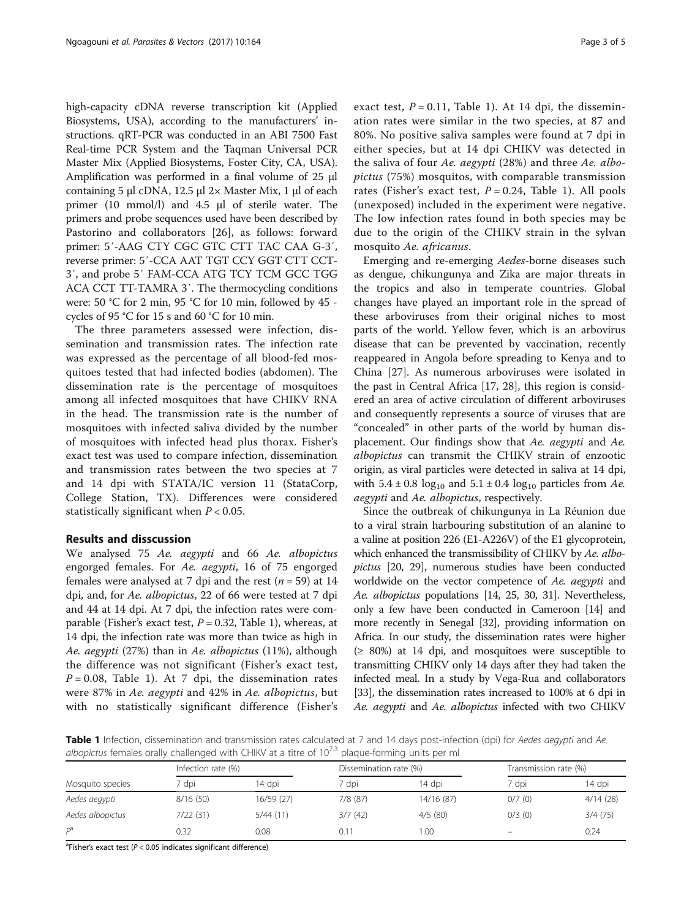high-capacity cDNA reverse transcription kit (Applied Biosystems, USA), according to the manufacturers' instructions. qRT-PCR was conducted in an ABI 7500 Fast Real-time PCR System and the Taqman Universal PCR Master Mix (Applied Biosystems, Foster City, CA, USA). Amplification was performed in a final volume of 25 μl containing 5 μl cDNA, 12.5 μl 2× Master Mix, 1 μl of each primer (10 mmol/l) and 4.5 μl of sterile water. The primers and probe sequences used have been described by Pastorino and collaborators [26], as follows: forward primer: 5′-AAG CTY CGC GTC CTT TAC CAA G-3′, reverse primer: 5′-CCA AAT TGT CCY GGT CTT CCT-3′, and probe 5′ FAM-CCA ATG TCY TCM GCC TGG ACA CCT TT-TAMRA 3′. The thermocycling conditions were: 50 °C for 2 min, 95 °C for 10 min, followed by 45 - cycles of 95 °C for 15 s and 60 °C for 10 min.

The three parameters assessed were infection, dissemination and transmission rates. The infection rate was expressed as the percentage of all blood-fed mosquitoes tested that had infected bodies (abdomen). The dissemination rate is the percentage of mosquitoes among all infected mosquitoes that have CHIKV RNA in the head. The transmission rate is the number of mosquitoes with infected saliva divided by the number of mosquitoes with infected head plus thorax. Fisher's exact test was used to compare infection, dissemination and transmission rates between the two species at 7 and 14 dpi with STATA/IC version 11 (StataCorp, College Station, TX). Differences were considered statistically significant when $P < 0.05$.

## Results and disscussion

We analysed 75 *Ae. aegypti* and 66 *Ae. albopictus* engorged females. For *Ae. aegypti*, 16 of 75 engorged females were analysed at 7 dpi and the rest ($n = 59$) at 14 dpi, and, for *Ae. albopictus*, 22 of 66 were tested at 7 dpi and 44 at 14 dpi. At 7 dpi, the infection rates were comparable (Fisher's exact test, $P = 0.32$, Table 1), whereas, at 14 dpi, the infection rate was more than twice as high in *Ae. aegypti* (27%) than in *Ae. albopictus* (11%), although the difference was not significant (Fisher's exact test, $P = 0.08$, Table 1). At 7 dpi, the dissemination rates were 87% in *Ae. aegypti* and 42% in *Ae. albopictus*, but with no statistically significant difference (Fisher's exact test, $P = 0.11$, Table 1). At 14 dpi, the dissemination rates were similar in the two species, at 87 and 80%. No positive saliva samples were found at 7 dpi in either species, but at 14 dpi CHIKV was detected in the saliva of four *Ae. aegypti* (28%) and three *Ae. albopictus* (75%) mosquitos, with comparable transmission rates (Fisher's exact test, $P = 0.24$, Table 1). All pools (unexposed) included in the experiment were negative. The low infection rates found in both species may be due to the origin of the CHIKV strain in the sylvan mosquito *Ae. africanus*.

Emerging and re-emerging *Aedes*-borne diseases such as dengue, chikungunya and Zika are major threats in the tropics and also in temperate countries. Global changes have played an important role in the spread of these arboviruses from their original niches to most parts of the world. Yellow fever, which is an arbovirus disease that can be prevented by vaccination, recently reappeared in Angola before spreading to Kenya and to China [27]. As numerous arboviruses were isolated in the past in Central Africa [17, 28], this region is considered an area of active circulation of different arboviruses and consequently represents a source of viruses that are "concealed" in other parts of the world by human displacement. Our findings show that *Ae. aegypti* and *Ae. albopictus* can transmit the CHIKV strain of enzootic origin, as viral particles were detected in saliva at 14 dpi, with $5.4 \pm 0.8$ $\log_{10}$ and $5.1 \pm 0.4$ $\log_{10}$ particles from *Ae. aegypti* and *Ae. albopictus*, respectively.

Since the outbreak of chikungunya in La Réunion due to a viral strain harbouring substitution of an alanine to a valine at position 226 (E1-A226V) of the E1 glycoprotein, which enhanced the transmissibility of CHIKV by *Ae. albopictus* [20, 29], numerous studies have been conducted worldwide on the vector competence of *Ae. aegypti* and *Ae. albopictus* populations [14, 25, 30, 31]. Nevertheless, only a few have been conducted in Cameroon [14] and more recently in Senegal [32], providing information on Africa. In our study, the dissemination rates were higher (≥ 80%) at 14 dpi, and mosquitoes were susceptible to transmitting CHIKV only 14 days after they had taken the infected meal. In a study by Vega-Rua and collaborators [33], the dissemination rates increased to 100% at 6 dpi in *Ae. aegypti* and *Ae. albopictus* infected with two CHIKV

**Table 1** Infection, dissemination and transmission rates calculated at 7 and 14 days post-infection (dpi) for *Aedes aegypti* and *Ae. albopictus* females orally challenged with CHIKV at a titre of $10^{7.3}$ plaque-forming units per ml

| Mosquito species | Infection rate (%) | | Dissemination rate (%) | | Transmission rate (%) | |
|---|---|---|---|---|---|---|
| | 7 dpi | 14 dpi | 7 dpi | 14 dpi | 7 dpi | 14 dpi |
| *Aedes aegypti* | 8/16 (50) | 16/59 (27) | 7/8 (87) | 14/16 (87) | 0/7 (0) | 4/14 (28) |
| *Aedes albopictus* | 7/22 (31) | 5/44 (11) | 3/7 (42) | 4/5 (80) | 0/3 (0) | 3/4 (75) |
| $P^a$ | 0.32 | 0.08 | 0.11 | 1.00 | – | 0.24 |

[a]Fisher's exact test ($P < 0.05$ indicates significant difference)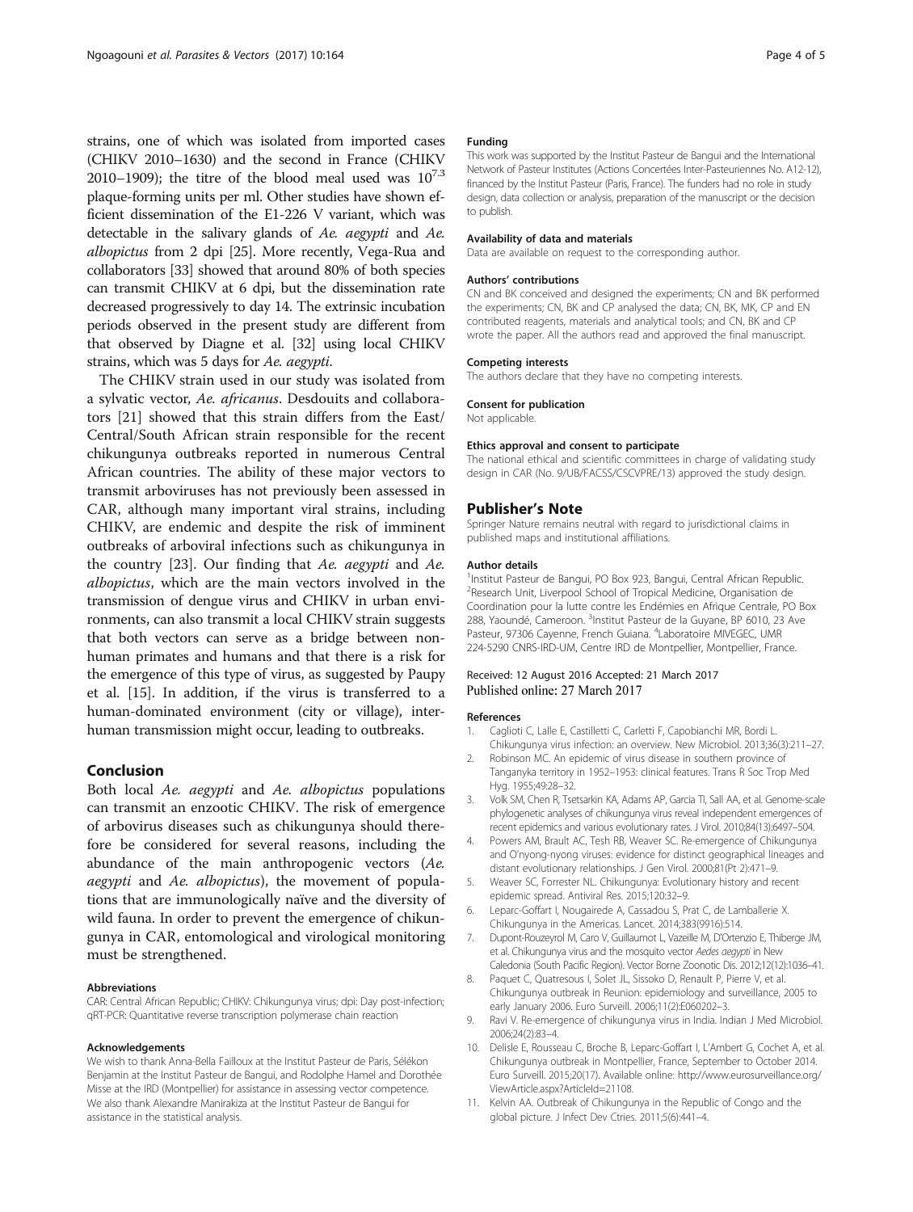strains, one of which was isolated from imported cases (CHIKV 2010–1630) and the second in France (CHIKV 2010–1909); the titre of the blood meal used was $10^{7.3}$ plaque-forming units per ml. Other studies have shown efficient dissemination of the E1-226 V variant, which was detectable in the salivary glands of *Ae. aegypti* and *Ae. albopictus* from 2 dpi [25]. More recently, Vega-Rua and collaborators [33] showed that around 80% of both species can transmit CHIKV at 6 dpi, but the dissemination rate decreased progressively to day 14. The extrinsic incubation periods observed in the present study are different from that observed by Diagne et al. [32] using local CHIKV strains, which was 5 days for *Ae. aegypti*.

The CHIKV strain used in our study was isolated from a sylvatic vector, *Ae. africanus*. Desdouits and collaborators [21] showed that this strain differs from the East/Central/South African strain responsible for the recent chikungunya outbreaks reported in numerous Central African countries. The ability of these major vectors to transmit arboviruses has not previously been assessed in CAR, although many important viral strains, including CHIKV, are endemic and despite the risk of imminent outbreaks of arboviral infections such as chikungunya in the country [23]. Our finding that *Ae. aegypti* and *Ae. albopictus*, which are the main vectors involved in the transmission of dengue virus and CHIKV in urban environments, can also transmit a local CHIKV strain suggests that both vectors can serve as a bridge between non-human primates and humans and that there is a risk for the emergence of this type of virus, as suggested by Paupy et al. [15]. In addition, if the virus is transferred to a human-dominated environment (city or village), inter-human transmission might occur, leading to outbreaks.

## Conclusion

Both local *Ae. aegypti* and *Ae. albopictus* populations can transmit an enzootic CHIKV. The risk of emergence of arbovirus diseases such as chikungunya should therefore be considered for several reasons, including the abundance of the main anthropogenic vectors (*Ae. aegypti* and *Ae. albopictus*), the movement of populations that are immunologically naïve and the diversity of wild fauna. In order to prevent the emergence of chikungunya in CAR, entomological and virological monitoring must be strengthened.

#### Abbreviations

CAR: Central African Republic; CHIKV: Chikungunya virus; dpi: Day post-infection; qRT-PCR: Quantitative reverse transcription polymerase chain reaction

#### Acknowledgements

We wish to thank Anna-Bella Failloux at the Institut Pasteur de Paris, Sélékon Benjamin at the Institut Pasteur de Bangui, and Rodolphe Hamel and Dorothée Misse at the IRD (Montpellier) for assistance in assessing vector competence. We also thank Alexandre Manirakiza at the Institut Pasteur de Bangui for assistance in the statistical analysis.

#### Funding

This work was supported by the Institut Pasteur de Bangui and the International Network of Pasteur Institutes (Actions Concertées Inter-Pasteuriennes No. A12-12), financed by the Institut Pasteur (Paris, France). The funders had no role in study design, data collection or analysis, preparation of the manuscript or the decision to publish.

#### Availability of data and materials

Data are available on request to the corresponding author.

#### Authors' contributions

CN and BK conceived and designed the experiments; CN and BK performed the experiments; CN, BK and CP analysed the data; CN, BK, MK, CP and EN contributed reagents, materials and analytical tools; and CN, BK and CP wrote the paper. All the authors read and approved the final manuscript.

#### Competing interests

The authors declare that they have no competing interests.

#### Consent for publication

Not applicable.

#### Ethics approval and consent to participate

The national ethical and scientific committees in charge of validating study design in CAR (No. 9/UB/FACSS/CSCVPRE/13) approved the study design.

## Publisher's Note

Springer Nature remains neutral with regard to jurisdictional claims in published maps and institutional affiliations.

#### Author details

[1]Institut Pasteur de Bangui, PO Box 923, Bangui, Central African Republic. [2]Research Unit, Liverpool School of Tropical Medicine, Organisation de Coordination pour la lutte contre les Endémies en Afrique Centrale, PO Box 288, Yaoundé, Cameroon. [3]Institut Pasteur de la Guyane, BP 6010, 23 Ave Pasteur, 97306 Cayenne, French Guiana. [4]Laboratoire MIVEGEC, UMR 224-5290 CNRS-IRD-UM, Centre IRD de Montpellier, Montpellier, France.

Received: 12 August 2016 Accepted: 21 March 2017
Published online: 27 March 2017

#### References

1. Caglioti C, Lalle E, Castilletti C, Carletti F, Capobianchi MR, Bordi L. Chikungunya virus infection: an overview. New Microbiol. 2013;36(3):211–27.
2. Robinson MC. An epidemic of virus disease in southern province of Tanganyka territory in 1952–1953: clinical features. Trans R Soc Trop Med Hyg. 1955;49:28–32.
3. Volk SM, Chen R, Tsetsarkin KA, Adams AP, Garcia TI, Sall AA, et al. Genome-scale phylogenetic analyses of chikungunya virus reveal independent emergences of recent epidemics and various evolutionary rates. J Virol. 2010;84(13):6497–504.
4. Powers AM, Brault AC, Tesh RB, Weaver SC. Re-emergence of Chikungunya and O'nyong-nyong viruses: evidence for distinct geographical lineages and distant evolutionary relationships. J Gen Virol. 2000;81(Pt 2):471–9.
5. Weaver SC, Forrester NL. Chikungunya: Evolutionary history and recent epidemic spread. Antiviral Res. 2015;120:32–9.
6. Leparc-Goffart I, Nougairede A, Cassadou S, Prat C, de Lamballerie X. Chikungunya in the Americas. Lancet. 2014;383(9916):514.
7. Dupont-Rouzeyrol M, Caro V, Guillaumot L, Vazeille M, D'Ortenzio E, Thiberge JM, et al. Chikungunya virus and the mosquito vector *Aedes aegypti* in New Caledonia (South Pacific Region). Vector Borne Zoonotic Dis. 2012;12(12):1036–41.
8. Paquet C, Quatresous I, Solet JL, Sissoko D, Renault P, Pierre V, et al. Chikungunya outbreak in Reunion: epidemiology and surveillance, 2005 to early January 2006. Euro Surveill. 2006;11(2):E060202–3.
9. Ravi V. Re-emergence of chikungunya virus in India. Indian J Med Microbiol. 2006;24(2):83–4.
10. Delisle E, Rousseau C, Broche B, Leparc-Goffart I, L'Ambert G, Cochet A, et al. Chikungunya outbreak in Montpellier, France, September to October 2014. Euro Surveill. 2015;20(17). Available online: http://www.eurosurveillance.org/ViewArticle.aspx?ArticleId=21108.
11. Kelvin AA. Outbreak of Chikungunya in the Republic of Congo and the global picture. J Infect Dev Ctries. 2011;5(6):441–4.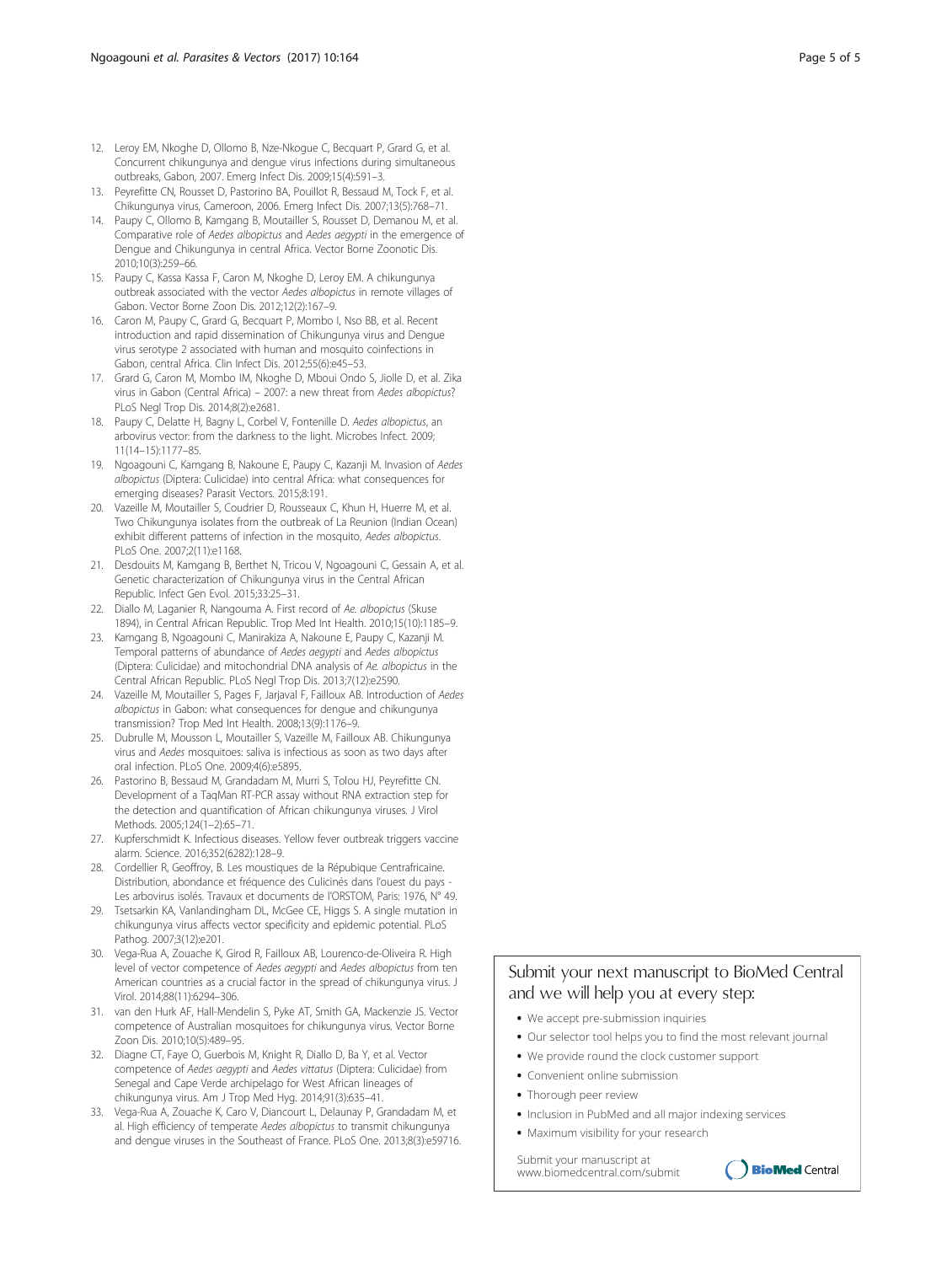12. Leroy EM, Nkoghe D, Ollomo B, Nze-Nkogue C, Becquart P, Grard G, et al. Concurrent chikungunya and dengue virus infections during simultaneous outbreaks, Gabon, 2007. Emerg Infect Dis. 2009;15(4):591–3.
13. Peyrefitte CN, Rousset D, Pastorino BA, Pouillot R, Bessaud M, Tock F, et al. Chikungunya virus, Cameroon, 2006. Emerg Infect Dis. 2007;13(5):768–71.
14. Paupy C, Ollomo B, Kamgang B, Moutailler S, Rousset D, Demanou M, et al. Comparative role of *Aedes albopictus* and *Aedes aegypti* in the emergence of Dengue and Chikungunya in central Africa. Vector Borne Zoonotic Dis. 2010;10(3):259–66.
15. Paupy C, Kassa Kassa F, Caron M, Nkoghe D, Leroy EM. A chikungunya outbreak associated with the vector *Aedes albopictus* in remote villages of Gabon. Vector Borne Zoon Dis. 2012;12(2):167–9.
16. Caron M, Paupy C, Grard G, Becquart P, Mombo I, Nso BB, et al. Recent introduction and rapid dissemination of Chikungunya virus and Dengue virus serotype 2 associated with human and mosquito coinfections in Gabon, central Africa. Clin Infect Dis. 2012;55(6):e45–53.
17. Grard G, Caron M, Mombo IM, Nkoghe D, Mboui Ondo S, Jiolle D, et al. Zika virus in Gabon (Central Africa) – 2007: a new threat from *Aedes albopictus*? PLoS Negl Trop Dis. 2014;8(2):e2681.
18. Paupy C, Delatte H, Bagny L, Corbel V, Fontenille D. *Aedes albopictus*, an arbovirus vector: from the darkness to the light. Microbes Infect. 2009; 11(14–15):1177–85.
19. Ngoagouni C, Kamgang B, Nakoune E, Paupy C, Kazanji M. Invasion of *Aedes albopictus* (Diptera: Culicidae) into central Africa: what consequences for emerging diseases? Parasit Vectors. 2015;8:191.
20. Vazeille M, Moutailler S, Coudrier D, Rousseaux C, Khun H, Huerre M, et al. Two Chikungunya isolates from the outbreak of La Reunion (Indian Ocean) exhibit different patterns of infection in the mosquito, *Aedes albopictus*. PLoS One. 2007;2(11):e1168.
21. Desdouits M, Kamgang B, Berthet N, Tricou V, Ngoagouni C, Gessain A, et al. Genetic characterization of Chikungunya virus in the Central African Republic. Infect Gen Evol. 2015;33:25–31.
22. Diallo M, Laganier R, Nangouma A. First record of *Ae. albopictus* (Skuse 1894), in Central African Republic. Trop Med Int Health. 2010;15(10):1185–9.
23. Kamgang B, Ngoagouni C, Manirakiza A, Nakoune E, Paupy C, Kazanji M. Temporal patterns of abundance of *Aedes aegypti* and *Aedes albopictus* (Diptera: Culicidae) and mitochondrial DNA analysis of *Ae. albopictus* in the Central African Republic. PLoS Negl Trop Dis. 2013;7(12):e2590.
24. Vazeille M, Moutailler S, Pages F, Jarjaval F, Failloux AB. Introduction of *Aedes albopictus* in Gabon: what consequences for dengue and chikungunya transmission? Trop Med Int Health. 2008;13(9):1176–9.
25. Dubrulle M, Mousson L, Moutailler S, Vazeille M, Failloux AB. Chikungunya virus and *Aedes* mosquitoes: saliva is infectious as soon as two days after oral infection. PLoS One. 2009;4(6):e5895.
26. Pastorino B, Bessaud M, Grandadam M, Murri S, Tolou HJ, Peyrefitte CN. Development of a TaqMan RT-PCR assay without RNA extraction step for the detection and quantification of African chikungunya viruses. J Virol Methods. 2005;124(1–2):65–71.
27. Kupferschmidt K. Infectious diseases. Yellow fever outbreak triggers vaccine alarm. Science. 2016;352(6282):128–9.
28. Cordellier R, Geoffroy, B. Les moustiques de la République Centrafricaine. Distribution, abondance et fréquence des Culicinés dans l'ouest du pays - Les arbovirus isolés. Travaux et documents de l'ORSTOM, Paris: 1976, N° 49.
29. Tsetsarkin KA, Vanlandingham DL, McGee CE, Higgs S. A single mutation in chikungunya virus affects vector specificity and epidemic potential. PLoS Pathog. 2007;3(12):e201.
30. Vega-Rua A, Zouache K, Girod R, Failloux AB, Lourenco-de-Oliveira R. High level of vector competence of *Aedes aegypti* and *Aedes albopictus* from ten American countries as a crucial factor in the spread of chikungunya virus. J Virol. 2014;88(11):6294–306.
31. van den Hurk AF, Hall-Mendelin S, Pyke AT, Smith GA, Mackenzie JS. Vector competence of Australian mosquitoes for chikungunya virus. Vector Borne Zoon Dis. 2010;10(5):489–95.
32. Diagne CT, Faye O, Guerbois M, Knight R, Diallo D, Ba Y, et al. Vector competence of *Aedes aegypti* and *Aedes vittatus* (Diptera: Culicidae) from Senegal and Cape Verde archipelago for West African lineages of chikungunya virus. Am J Trop Med Hyg. 2014;91(3):635–41.
33. Vega-Rua A, Zouache K, Caro V, Diancourt L, Delaunay P, Grandadam M, et al. High efficiency of temperate *Aedes albopictus* to transmit chikungunya and dengue viruses in the Southeast of France. PLoS One. 2013;8(3):e59716.

Submit your next manuscript to BioMed Central and we will help you at every step:

- We accept pre-submission inquiries
- Our selector tool helps you to find the most relevant journal
- We provide round the clock customer support
- Convenient online submission
- Thorough peer review
- Inclusion in PubMed and all major indexing services
- Maximum visibility for your research

Submit your manuscript at www.biomedcentral.com/submit

BioMed Central